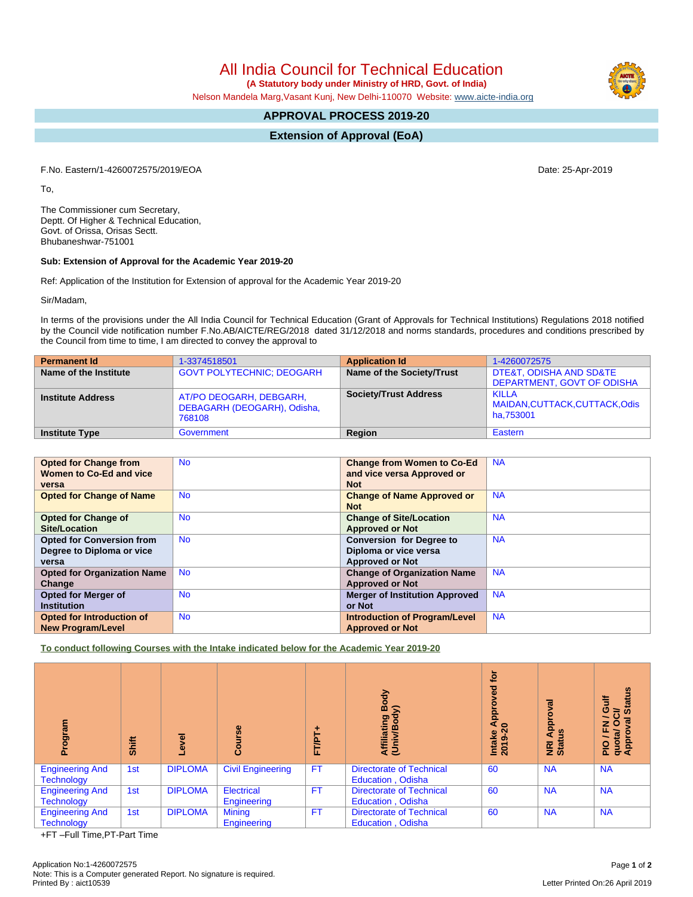# All India Council for Technical Education

**(A Statutory body under Ministry of HRD, Govt. of India)**

Nelson Mandela Marg,Vasant Kunj, New Delhi-110070 Website: www.aicte-india.org

## APPROVAL PROCESS 2019-20

## Extension of Approval (EoA)

F.No. Eastern/1-4260072575/2019/EOA

Date: 25-Apr-2019

To,

The Commissioner cum Secretary,
Deptt. Of Higher & Technical Education,
Govt. of Orissa, Orisas Sectt.
Bhubaneshwar-751001

**Sub: Extension of Approval for the Academic Year 2019-20**

Ref: Application of the Institution for Extension of approval for the Academic Year 2019-20

Sir/Madam,

In terms of the provisions under the All India Council for Technical Education (Grant of Approvals for Technical Institutions) Regulations 2018 notified by the Council vide notification number F.No.AB/AICTE/REG/2018 dated 31/12/2018 and norms standards, procedures and conditions prescribed by the Council from time to time, I am directed to convey the approval to

| Permanent Id | 1-3374518501 | Application Id | 1-4260072575 |
|---|---|---|---|
| Name of the Institute | GOVT POLYTECHNIC; DEOGARH | Name of the Society/Trust | DTE&T, ODISHA AND SD&TE DEPARTMENT, GOVT OF ODISHA |
| Institute Address | AT/PO DEOGARH, DEBGARH, DEBAGARH (DEOGARH), Odisha, 768108 | Society/Trust Address | KILLA MAIDAN,CUTTACK,CUTTACK,Odisha,753001 |
| Institute Type | Government | Region | Eastern |

| Opted for Change from Women to Co-Ed and vice versa | No | Change from Women to Co-Ed and vice versa Approved or Not | NA |
|---|---|---|---|
| Opted for Change of Name | No | Change of Name Approved or Not | NA |
| Opted for Change of Site/Location | No | Change of Site/Location Approved or Not | NA |
| Opted for Conversion from Degree to Diploma or vice versa | No | Conversion for Degree to Diploma or vice versa Approved or Not | NA |
| Opted for Organization Name Change | No | Change of Organization Name Approved or Not | NA |
| Opted for Merger of Institution | No | Merger of Institution Approved or Not | NA |
| Opted for Introduction of New Program/Level | No | Introduction of Program/Level Approved or Not | NA |

**To conduct following Courses with the Intake indicated below for the Academic Year 2019-20**

| Program | Shift | Level | Course | FT/PT+ | Affiliating Body (Univ/Body) | Intake Approved for 2019-20 | NRI Approval Status | PIO / FN / Gulf quota/ OCI/ Approval Status |
|---|---|---|---|---|---|---|---|---|
| Engineering And Technology | 1st | DIPLOMA | Civil Engineering | FT | Directorate of Technical Education , Odisha | 60 | NA | NA |
| Engineering And Technology | 1st | DIPLOMA | Electrical Engineering | FT | Directorate of Technical Education , Odisha | 60 | NA | NA |
| Engineering And Technology | 1st | DIPLOMA | Mining Engineering | FT | Directorate of Technical Education , Odisha | 60 | NA | NA |

+FT –Full Time,PT-Part Time

Application No:1-4260072575
Note: This is a Computer generated Report. No signature is required.
Printed By : aict10539

Letter Printed On:26 April 2019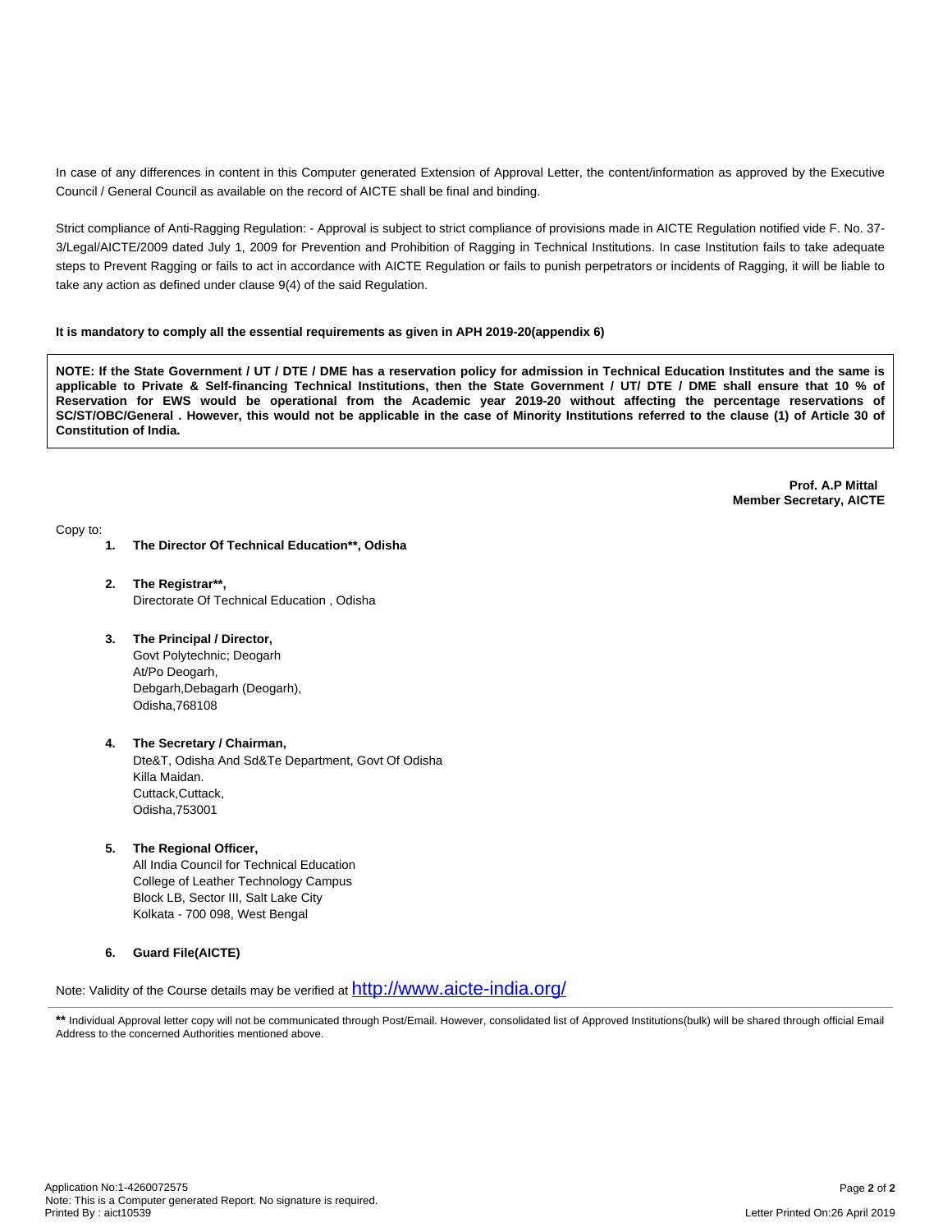In case of any differences in content in this Computer generated Extension of Approval Letter, the content/information as approved by the Executive Council / General Council as available on the record of AICTE shall be final and binding.

Strict compliance of Anti-Ragging Regulation: - Approval is subject to strict compliance of provisions made in AICTE Regulation notified vide F. No. 37-3/Legal/AICTE/2009 dated July 1, 2009 for Prevention and Prohibition of Ragging in Technical Institutions. In case Institution fails to take adequate steps to Prevent Ragging or fails to act in accordance with AICTE Regulation or fails to punish perpetrators or incidents of Ragging, it will be liable to take any action as defined under clause 9(4) of the said Regulation.

**It is mandatory to comply all the essential requirements as given in APH 2019-20(appendix 6)**

**NOTE: If the State Government / UT / DTE / DME has a reservation policy for admission in Technical Education Institutes and the same is applicable to Private & Self-financing Technical Institutions, then the State Government / UT/ DTE / DME shall ensure that 10 % of Reservation for EWS would be operational from the Academic year 2019-20 without affecting the percentage reservations of SC/ST/OBC/General . However, this would not be applicable in the case of Minority Institutions referred to the clause (1) of Article 30 of Constitution of India.**

**Prof. A.P Mittal**
**Member Secretary, AICTE**

Copy to:

1. **The Director Of Technical Education**\*\*, Odisha**

2. **The Registrar\*\*,**
   Directorate Of Technical Education , Odisha

3. **The Principal / Director,**
   Govt Polytechnic; Deogarh
   At/Po Deogarh,
   Debgarh,Debagarh (Deogarh),
   Odisha,768108

4. **The Secretary / Chairman,**
   Dte&T, Odisha And Sd&Te Department, Govt Of Odisha
   Killa Maidan.
   Cuttack,Cuttack,
   Odisha,753001

5. **The Regional Officer,**
   All India Council for Technical Education
   College of Leather Technology Campus
   Block LB, Sector III, Salt Lake City
   Kolkata - 700 098, West Bengal

6. **Guard File(AICTE)**

Note: Validity of the Course details may be verified at http://www.aicte-india.org/

**\*\*** Individual Approval letter copy will not be communicated through Post/Email. However, consolidated list of Approved Institutions(bulk) will be shared through official Email Address to the concerned Authorities mentioned above.

Application No:1-4260072575
Note: This is a Computer generated Report. No signature is required.
Printed By : aict10539

Letter Printed On:26 April 2019